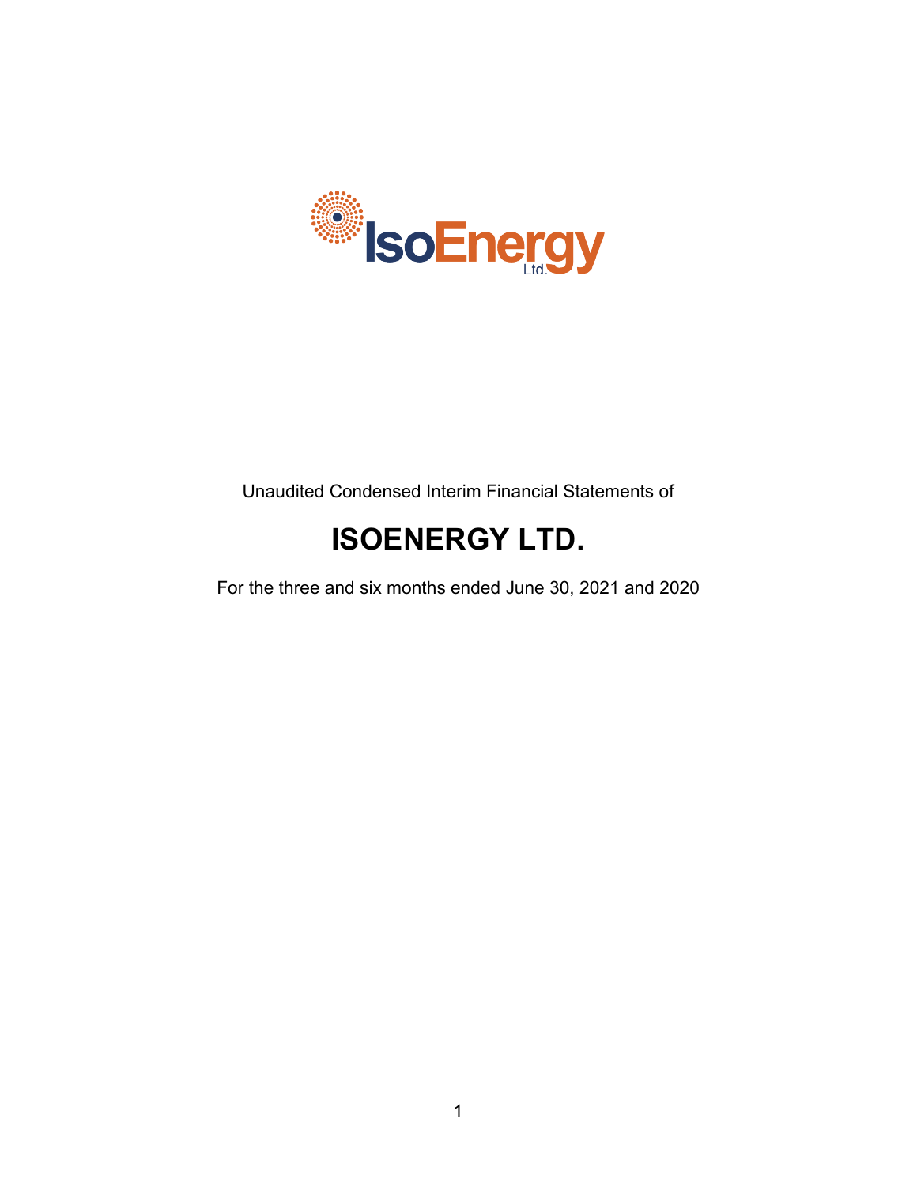IsoEnergy Ltd.

Unaudited Condensed Interim Financial Statements of

# ISOENERGY LTD.

For the three and six months ended June 30, 2021 and 2020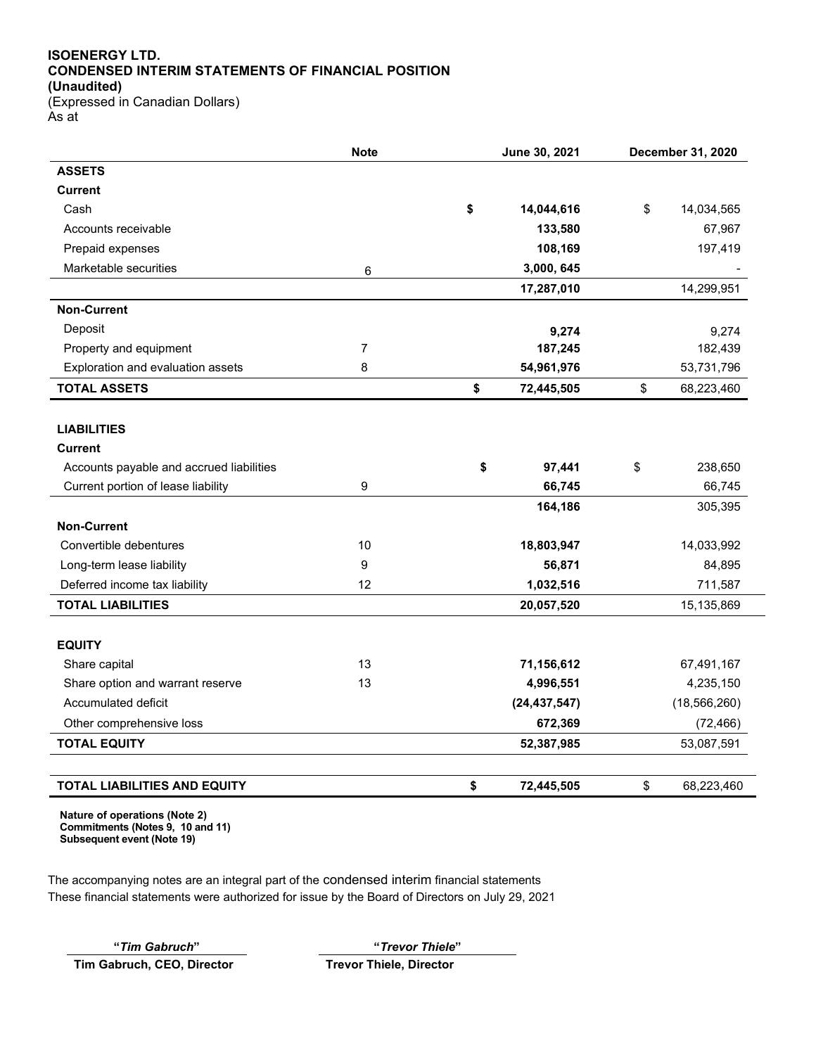**ISOENERGY LTD.**
**CONDENSED INTERIM STATEMENTS OF FINANCIAL POSITION**
**(Unaudited)**
(Expressed in Canadian Dollars)
As at

| | Note | June 30, 2021 | December 31, 2020 |
|---|---|---|---|
| **ASSETS** | | | |
| **Current** | | | |
| Cash | | **$ 14,044,616** | $ 14,034,565 |
| Accounts receivable | | **133,580** | 67,967 |
| Prepaid expenses | | **108,169** | 197,419 |
| Marketable securities | 6 | **3,000, 645** | - |
| | | **17,287,010** | 14,299,951 |
| **Non-Current** | | | |
| Deposit | | **9,274** | 9,274 |
| Property and equipment | 7 | **187,245** | 182,439 |
| Exploration and evaluation assets | 8 | **54,961,976** | 53,731,796 |
| **TOTAL ASSETS** | | **$ 72,445,505** | $ 68,223,460 |
| | | | |
| **LIABILITIES** | | | |
| **Current** | | | |
| Accounts payable and accrued liabilities | | **$ 97,441** | $ 238,650 |
| Current portion of lease liability | 9 | **66,745** | 66,745 |
| | | **164,186** | 305,395 |
| **Non-Current** | | | |
| Convertible debentures | 10 | **18,803,947** | 14,033,992 |
| Long-term lease liability | 9 | **56,871** | 84,895 |
| Deferred income tax liability | 12 | **1,032,516** | 711,587 |
| **TOTAL LIABILITIES** | | **20,057,520** | 15,135,869 |
| | | | |
| **EQUITY** | | | |
| Share capital | 13 | **71,156,612** | 67,491,167 |
| Share option and warrant reserve | 13 | **4,996,551** | 4,235,150 |
| Accumulated deficit | | **(24,437,547)** | (18,566,260) |
| Other comprehensive loss | | **672,369** | (72,466) |
| **TOTAL EQUITY** | | **52,387,985** | 53,087,591 |
| | | | |
| **TOTAL LIABILITIES AND EQUITY** | | **$ 72,445,505** | $ 68,223,460 |

**Nature of operations (Note 2)**
**Commitments (Notes 9, 10 and 11)**
**Subsequent event (Note 19)**

The accompanying notes are an integral part of the condensed interim financial statements
These financial statements were authorized for issue by the Board of Directors on July 29, 2021

"*Tim Gabruch*" — **Tim Gabruch, CEO, Director**

"*Trevor Thiele*" — **Trevor Thiele, Director**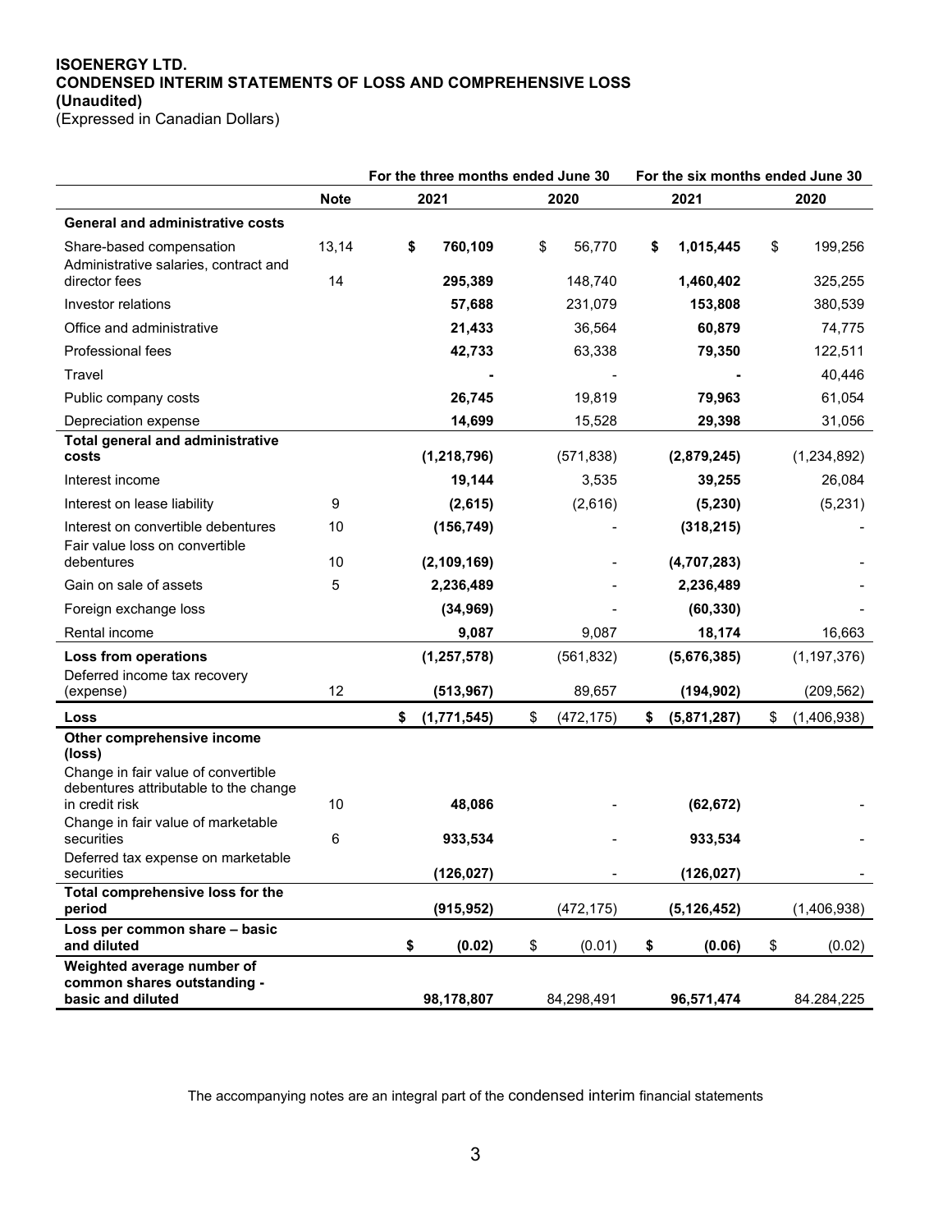**ISOENERGY LTD.**
**CONDENSED INTERIM STATEMENTS OF LOSS AND COMPREHENSIVE LOSS**
**(Unaudited)**
(Expressed in Canadian Dollars)

| | | For the three months ended June 30 | | For the six months ended June 30 | |
|---|---|---|---|---|---|
| | **Note** | **2021** | **2020** | **2021** | **2020** |
| **General and administrative costs** | | | | | |
| Share-based compensation | 13,14 | **$ 760,109** | $ 56,770 | **$ 1,015,445** | $ 199,256 |
| Administrative salaries, contract and director fees | 14 | **295,389** | 148,740 | **1,460,402** | 325,255 |
| Investor relations | | **57,688** | 231,079 | **153,808** | 380,539 |
| Office and administrative | | **21,433** | 36,564 | **60,879** | 74,775 |
| Professional fees | | **42,733** | 63,338 | **79,350** | 122,511 |
| Travel | | **-** | - | **-** | 40,446 |
| Public company costs | | **26,745** | 19,819 | **79,963** | 61,054 |
| Depreciation expense | | **14,699** | 15,528 | **29,398** | 31,056 |
| **Total general and administrative costs** | | **(1,218,796)** | (571,838) | **(2,879,245)** | (1,234,892) |
| Interest income | | **19,144** | 3,535 | **39,255** | 26,084 |
| Interest on lease liability | 9 | **(2,615)** | (2,616) | **(5,230)** | (5,231) |
| Interest on convertible debentures | 10 | **(156,749)** | - | **(318,215)** | - |
| Fair value loss on convertible debentures | 10 | **(2,109,169)** | - | **(4,707,283)** | - |
| Gain on sale of assets | 5 | **2,236,489** | - | **2,236,489** | - |
| Foreign exchange loss | | **(34,969)** | - | **(60,330)** | - |
| Rental income | | **9,087** | 9,087 | **18,174** | 16,663 |
| **Loss from operations** | | **(1,257,578)** | (561,832) | **(5,676,385)** | (1,197,376) |
| Deferred income tax recovery (expense) | 12 | **(513,967)** | 89,657 | **(194,902)** | (209,562) |
| **Loss** | | **$ (1,771,545)** | $ (472,175) | **$ (5,871,287)** | $ (1,406,938) |
| **Other comprehensive income (loss)** | | | | | |
| Change in fair value of convertible debentures attributable to the change in credit risk | 10 | **48,086** | - | **(62,672)** | - |
| Change in fair value of marketable securities | 6 | **933,534** | - | **933,534** | - |
| Deferred tax expense on marketable securities | | **(126,027)** | - | **(126,027)** | - |
| **Total comprehensive loss for the period** | | **(915,952)** | (472,175) | **(5,126,452)** | (1,406,938) |
| **Loss per common share – basic and diluted** | | **$ (0.02)** | $ (0.01) | **$ (0.06)** | $ (0.02) |
| **Weighted average number of common shares outstanding - basic and diluted** | | **98,178,807** | 84,298,491 | **96,571,474** | 84.284,225 |

The accompanying notes are an integral part of the condensed interim financial statements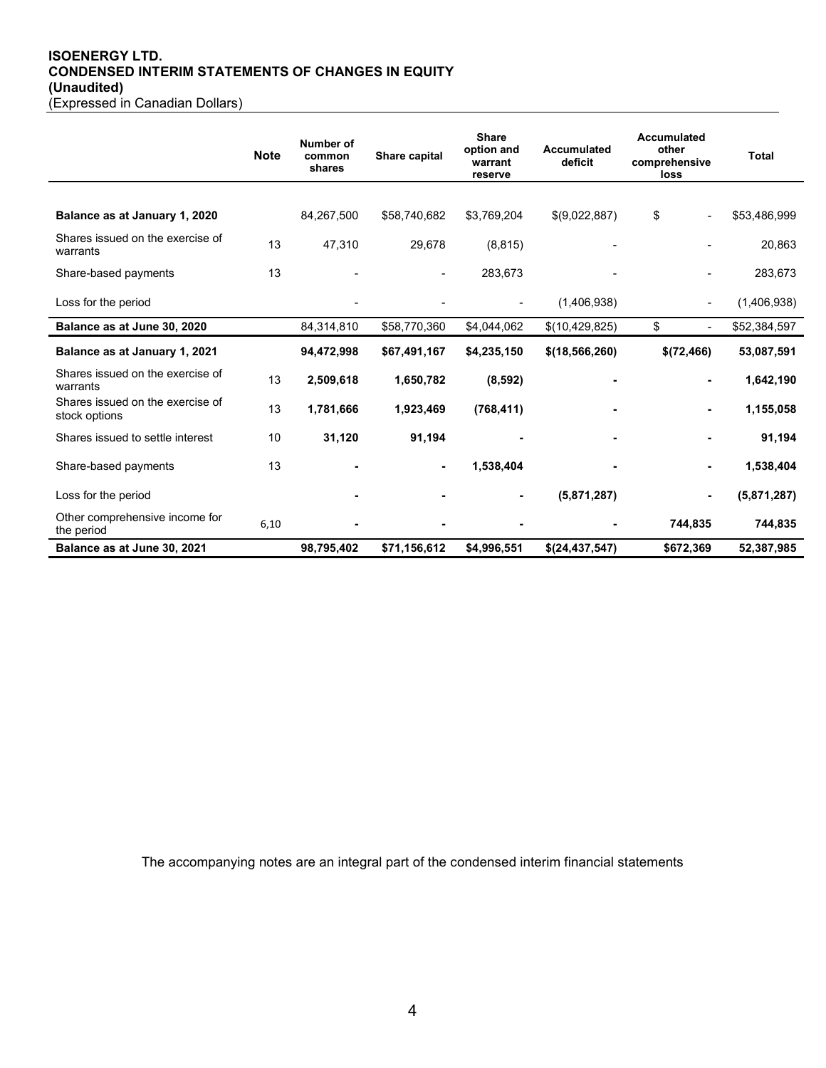# ISOENERGY LTD.
## CONDENSED INTERIM STATEMENTS OF CHANGES IN EQUITY
**(Unaudited)**

(Expressed in Canadian Dollars)

| | Note | Number of common shares | Share capital | Share option and warrant reserve | Accumulated deficit | Accumulated other comprehensive loss | Total |
|---|---|---|---|---|---|---|---|
| **Balance as at January 1, 2020** | | 84,267,500 | $58,740,682 | $3,769,204 | $(9,022,887) | $ - | $53,486,999 |
| Shares issued on the exercise of warrants | 13 | 47,310 | 29,678 | (8,815) | - | - | 20,863 |
| Share-based payments | 13 | - | - | 283,673 | - | - | 283,673 |
| Loss for the period | | - | - | - | (1,406,938) | - | (1,406,938) |
| **Balance as at June 30, 2020** | | 84,314,810 | $58,770,360 | $4,044,062 | $(10,429,825) | $ - | $52,384,597 |
| **Balance as at January 1, 2021** | | **94,472,998** | **$67,491,167** | **$4,235,150** | **$(18,566,260)** | **$(72,466)** | **53,087,591** |
| Shares issued on the exercise of warrants | 13 | **2,509,618** | **1,650,782** | **(8,592)** | **-** | **-** | **1,642,190** |
| Shares issued on the exercise of stock options | 13 | **1,781,666** | **1,923,469** | **(768,411)** | **-** | **-** | **1,155,058** |
| Shares issued to settle interest | 10 | **31,120** | **91,194** | **-** | **-** | **-** | **91,194** |
| Share-based payments | 13 | **-** | **-** | **1,538,404** | **-** | **-** | **1,538,404** |
| Loss for the period | | **-** | **-** | **-** | **(5,871,287)** | **-** | **(5,871,287)** |
| Other comprehensive income for the period | 6,10 | **-** | **-** | **-** | **-** | **744,835** | **744,835** |
| **Balance as at June 30, 2021** | | **98,795,402** | **$71,156,612** | **$4,996,551** | **$(24,437,547)** | **$672,369** | **52,387,985** |

The accompanying notes are an integral part of the condensed interim financial statements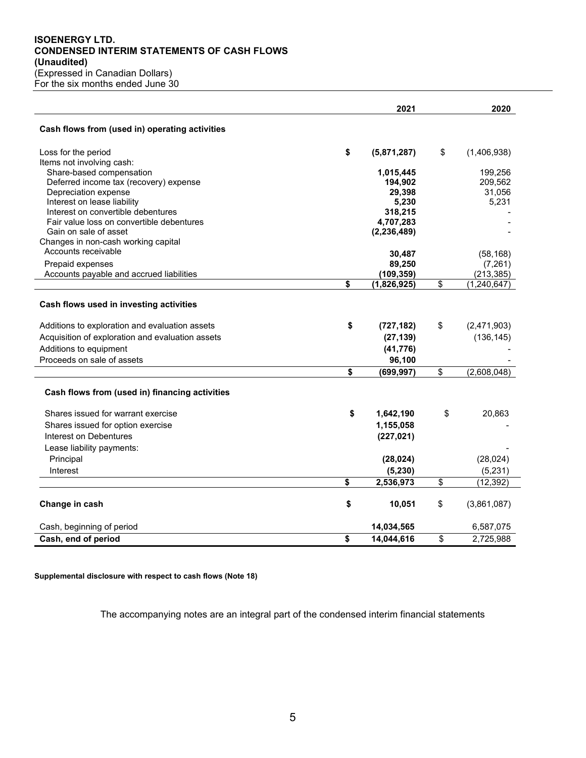**ISOENERGY LTD.**
**CONDENSED INTERIM STATEMENTS OF CASH FLOWS**
**(Unaudited)**
(Expressed in Canadian Dollars)
For the six months ended June 30

| | 2021 | 2020 |
|---|---|---|
| **Cash flows from (used in) operating activities** | | |
| Loss for the period | **$ (5,871,287)** | $ (1,406,938) |
| Items not involving cash: | | |
| Share-based compensation | **1,015,445** | 199,256 |
| Deferred income tax (recovery) expense | **194,902** | 209,562 |
| Depreciation expense | **29,398** | 31,056 |
| Interest on lease liability | **5,230** | 5,231 |
| Interest on convertible debentures | **318,215** | - |
| Fair value loss on convertible debentures | **4,707,283** | - |
| Gain on sale of asset | **(2,236,489)** | - |
| Changes in non-cash working capital | | |
| Accounts receivable | **30,487** | (58,168) |
| Prepaid expenses | **89,250** | (7,261) |
| Accounts payable and accrued liabilities | **(109,359)** | (213,385) |
| | **$ (1,826,925)** | $ (1,240,647) |
| **Cash flows used in investing activities** | | |
| Additions to exploration and evaluation assets | **$ (727,182)** | $ (2,471,903) |
| Acquisition of exploration and evaluation assets | **(27,139)** | (136,145) |
| Additions to equipment | **(41,776)** | - |
| Proceeds on sale of assets | **96,100** | - |
| | **$ (699,997)** | $ (2,608,048) |
| **Cash flows from (used in) financing activities** | | |
| Shares issued for warrant exercise | **$ 1,642,190** | $ 20,863 |
| Shares issued for option exercise | **1,155,058** | - |
| Interest on Debentures | **(227,021)** | |
| Lease liability payments: | | - |
| Principal | **(28,024)** | (28,024) |
| Interest | **(5,230)** | (5,231) |
| | **$ 2,536,973** | $ (12,392) |
| **Change in cash** | **$ 10,051** | $ (3,861,087) |
| Cash, beginning of period | **14,034,565** | 6,587,075 |
| **Cash, end of period** | **$ 14,044,616** | $ 2,725,988 |

**Supplemental disclosure with respect to cash flows (Note 18)**

The accompanying notes are an integral part of the condensed interim financial statements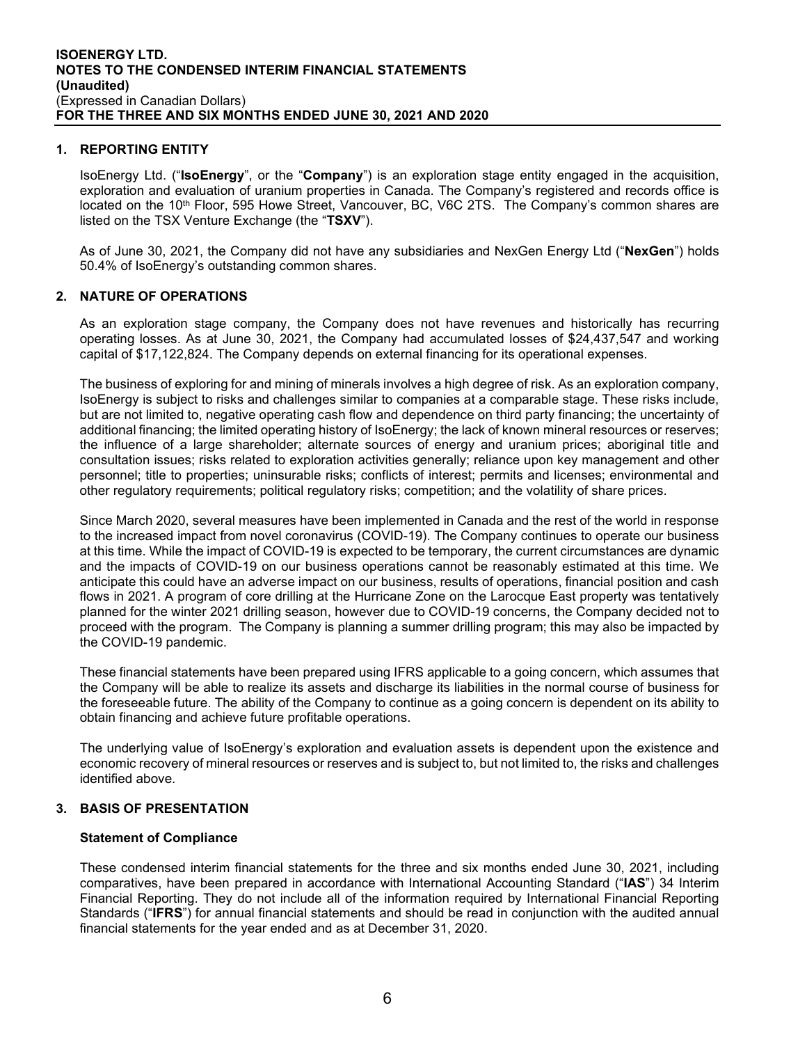## 1. REPORTING ENTITY

IsoEnergy Ltd. ("**IsoEnergy**", or the "**Company**") is an exploration stage entity engaged in the acquisition, exploration and evaluation of uranium properties in Canada. The Company's registered and records office is located on the 10th Floor, 595 Howe Street, Vancouver, BC, V6C 2TS. The Company's common shares are listed on the TSX Venture Exchange (the "**TSXV**").

As of June 30, 2021, the Company did not have any subsidiaries and NexGen Energy Ltd ("**NexGen**") holds 50.4% of IsoEnergy's outstanding common shares.

## 2. NATURE OF OPERATIONS

As an exploration stage company, the Company does not have revenues and historically has recurring operating losses. As at June 30, 2021, the Company had accumulated losses of $24,437,547 and working capital of $17,122,824. The Company depends on external financing for its operational expenses.

The business of exploring for and mining of minerals involves a high degree of risk. As an exploration company, IsoEnergy is subject to risks and challenges similar to companies at a comparable stage. These risks include, but are not limited to, negative operating cash flow and dependence on third party financing; the uncertainty of additional financing; the limited operating history of IsoEnergy; the lack of known mineral resources or reserves; the influence of a large shareholder; alternate sources of energy and uranium prices; aboriginal title and consultation issues; risks related to exploration activities generally; reliance upon key management and other personnel; title to properties; uninsurable risks; conflicts of interest; permits and licenses; environmental and other regulatory requirements; political regulatory risks; competition; and the volatility of share prices.

Since March 2020, several measures have been implemented in Canada and the rest of the world in response to the increased impact from novel coronavirus (COVID-19). The Company continues to operate our business at this time. While the impact of COVID-19 is expected to be temporary, the current circumstances are dynamic and the impacts of COVID-19 on our business operations cannot be reasonably estimated at this time. We anticipate this could have an adverse impact on our business, results of operations, financial position and cash flows in 2021. A program of core drilling at the Hurricane Zone on the Larocque East property was tentatively planned for the winter 2021 drilling season, however due to COVID-19 concerns, the Company decided not to proceed with the program. The Company is planning a summer drilling program; this may also be impacted by the COVID-19 pandemic.

These financial statements have been prepared using IFRS applicable to a going concern, which assumes that the Company will be able to realize its assets and discharge its liabilities in the normal course of business for the foreseeable future. The ability of the Company to continue as a going concern is dependent on its ability to obtain financing and achieve future profitable operations.

The underlying value of IsoEnergy's exploration and evaluation assets is dependent upon the existence and economic recovery of mineral resources or reserves and is subject to, but not limited to, the risks and challenges identified above.

## 3. BASIS OF PRESENTATION

### Statement of Compliance

These condensed interim financial statements for the three and six months ended June 30, 2021, including comparatives, have been prepared in accordance with International Accounting Standard ("**IAS**") 34 Interim Financial Reporting. They do not include all of the information required by International Financial Reporting Standards ("**IFRS**") for annual financial statements and should be read in conjunction with the audited annual financial statements for the year ended and as at December 31, 2020.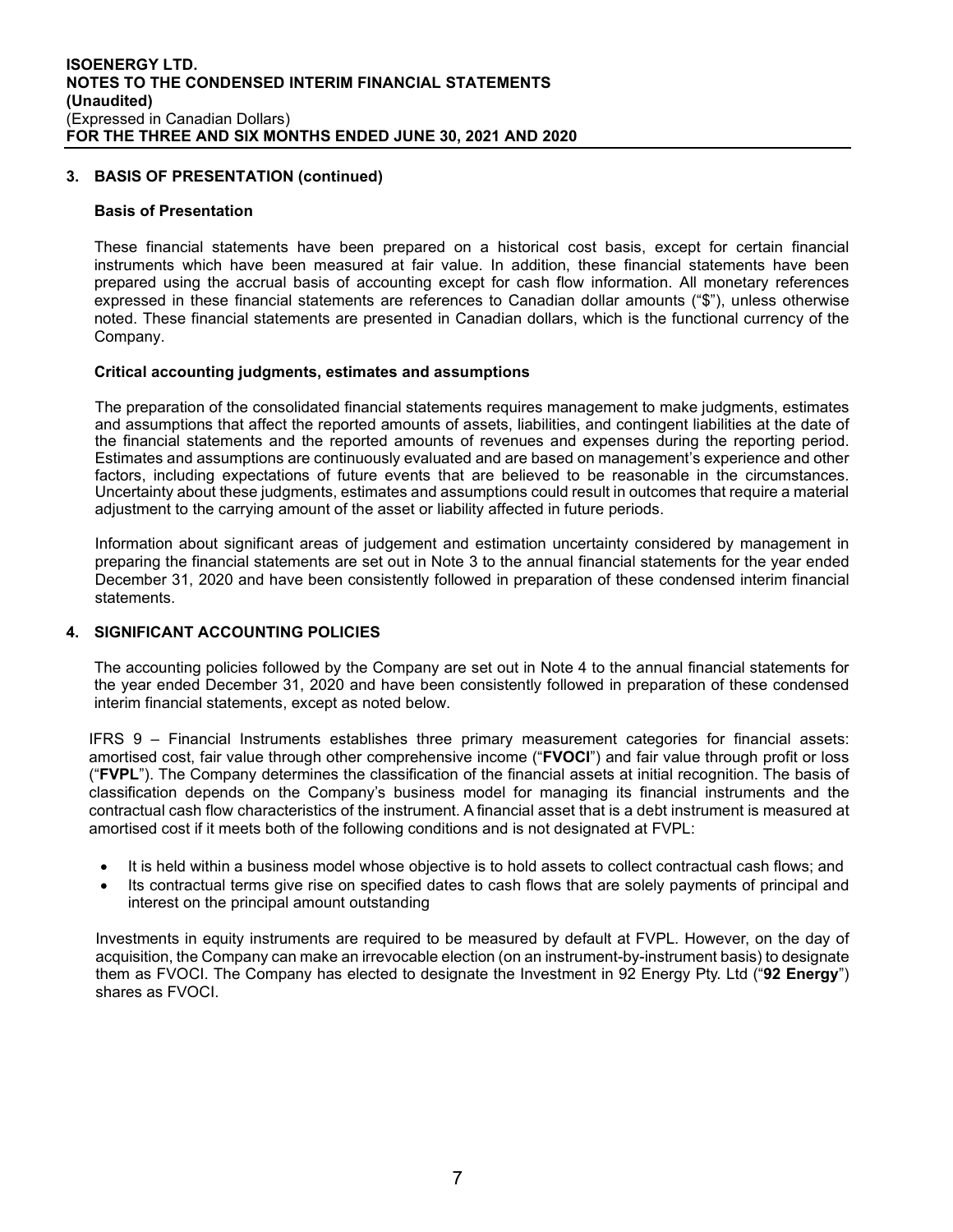## 3. BASIS OF PRESENTATION (continued)

### Basis of Presentation

These financial statements have been prepared on a historical cost basis, except for certain financial instruments which have been measured at fair value. In addition, these financial statements have been prepared using the accrual basis of accounting except for cash flow information. All monetary references expressed in these financial statements are references to Canadian dollar amounts ("$"), unless otherwise noted. These financial statements are presented in Canadian dollars, which is the functional currency of the Company.

### Critical accounting judgments, estimates and assumptions

The preparation of the consolidated financial statements requires management to make judgments, estimates and assumptions that affect the reported amounts of assets, liabilities, and contingent liabilities at the date of the financial statements and the reported amounts of revenues and expenses during the reporting period. Estimates and assumptions are continuously evaluated and are based on management's experience and other factors, including expectations of future events that are believed to be reasonable in the circumstances. Uncertainty about these judgments, estimates and assumptions could result in outcomes that require a material adjustment to the carrying amount of the asset or liability affected in future periods.

Information about significant areas of judgement and estimation uncertainty considered by management in preparing the financial statements are set out in Note 3 to the annual financial statements for the year ended December 31, 2020 and have been consistently followed in preparation of these condensed interim financial statements.

## 4. SIGNIFICANT ACCOUNTING POLICIES

The accounting policies followed by the Company are set out in Note 4 to the annual financial statements for the year ended December 31, 2020 and have been consistently followed in preparation of these condensed interim financial statements, except as noted below.

IFRS 9 – Financial Instruments establishes three primary measurement categories for financial assets: amortised cost, fair value through other comprehensive income ("**FVOCI**") and fair value through profit or loss ("**FVPL**"). The Company determines the classification of the financial assets at initial recognition. The basis of classification depends on the Company's business model for managing its financial instruments and the contractual cash flow characteristics of the instrument. A financial asset that is a debt instrument is measured at amortised cost if it meets both of the following conditions and is not designated at FVPL:

- It is held within a business model whose objective is to hold assets to collect contractual cash flows; and
- Its contractual terms give rise on specified dates to cash flows that are solely payments of principal and interest on the principal amount outstanding

Investments in equity instruments are required to be measured by default at FVPL. However, on the day of acquisition, the Company can make an irrevocable election (on an instrument-by-instrument basis) to designate them as FVOCI. The Company has elected to designate the Investment in 92 Energy Pty. Ltd ("**92 Energy**") shares as FVOCI.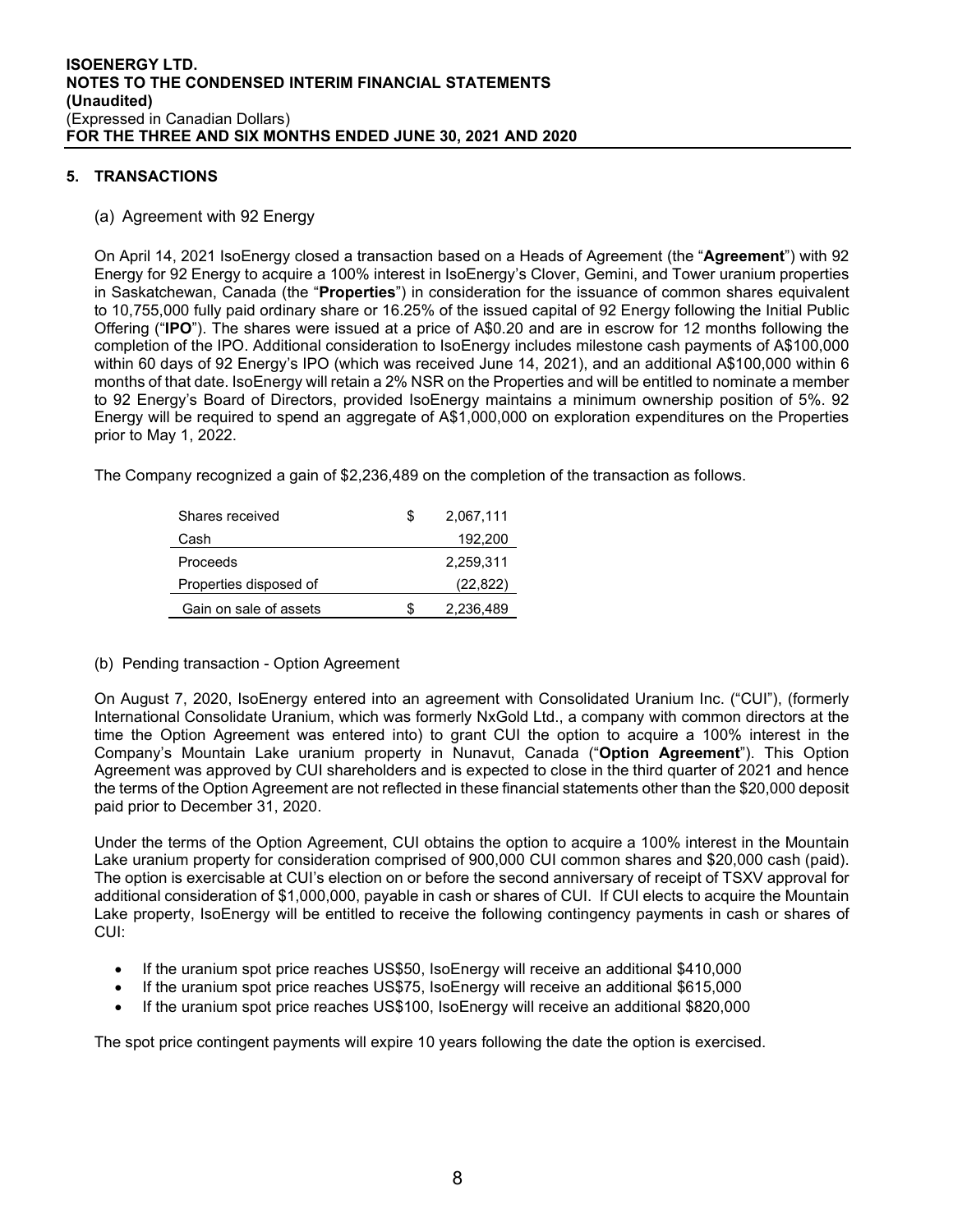## 5. TRANSACTIONS

### (a) Agreement with 92 Energy

On April 14, 2021 IsoEnergy closed a transaction based on a Heads of Agreement (the "**Agreement**") with 92 Energy for 92 Energy to acquire a 100% interest in IsoEnergy's Clover, Gemini, and Tower uranium properties in Saskatchewan, Canada (the "**Properties**") in consideration for the issuance of common shares equivalent to 10,755,000 fully paid ordinary share or 16.25% of the issued capital of 92 Energy following the Initial Public Offering ("**IPO**"). The shares were issued at a price of A$0.20 and are in escrow for 12 months following the completion of the IPO. Additional consideration to IsoEnergy includes milestone cash payments of A$100,000 within 60 days of 92 Energy's IPO (which was received June 14, 2021), and an additional A$100,000 within 6 months of that date. IsoEnergy will retain a 2% NSR on the Properties and will be entitled to nominate a member to 92 Energy's Board of Directors, provided IsoEnergy maintains a minimum ownership position of 5%. 92 Energy will be required to spend an aggregate of A$1,000,000 on exploration expenditures on the Properties prior to May 1, 2022.

The Company recognized a gain of $2,236,489 on the completion of the transaction as follows.

| | | |
|---|---|---|
| Shares received | $ | 2,067,111 |
| Cash | | 192,200 |
| Proceeds | | 2,259,311 |
| Properties disposed of | | (22,822) |
| Gain on sale of assets | $ | 2,236,489 |

### (b) Pending transaction - Option Agreement

On August 7, 2020, IsoEnergy entered into an agreement with Consolidated Uranium Inc. ("CUI"), (formerly International Consolidate Uranium, which was formerly NxGold Ltd., a company with common directors at the time the Option Agreement was entered into) to grant CUI the option to acquire a 100% interest in the Company's Mountain Lake uranium property in Nunavut, Canada ("**Option Agreement**"). This Option Agreement was approved by CUI shareholders and is expected to close in the third quarter of 2021 and hence the terms of the Option Agreement are not reflected in these financial statements other than the $20,000 deposit paid prior to December 31, 2020.

Under the terms of the Option Agreement, CUI obtains the option to acquire a 100% interest in the Mountain Lake uranium property for consideration comprised of 900,000 CUI common shares and $20,000 cash (paid). The option is exercisable at CUI's election on or before the second anniversary of receipt of TSXV approval for additional consideration of $1,000,000, payable in cash or shares of CUI. If CUI elects to acquire the Mountain Lake property, IsoEnergy will be entitled to receive the following contingency payments in cash or shares of CUI:

- If the uranium spot price reaches US$50, IsoEnergy will receive an additional $410,000
- If the uranium spot price reaches US$75, IsoEnergy will receive an additional $615,000
- If the uranium spot price reaches US$100, IsoEnergy will receive an additional $820,000

The spot price contingent payments will expire 10 years following the date the option is exercised.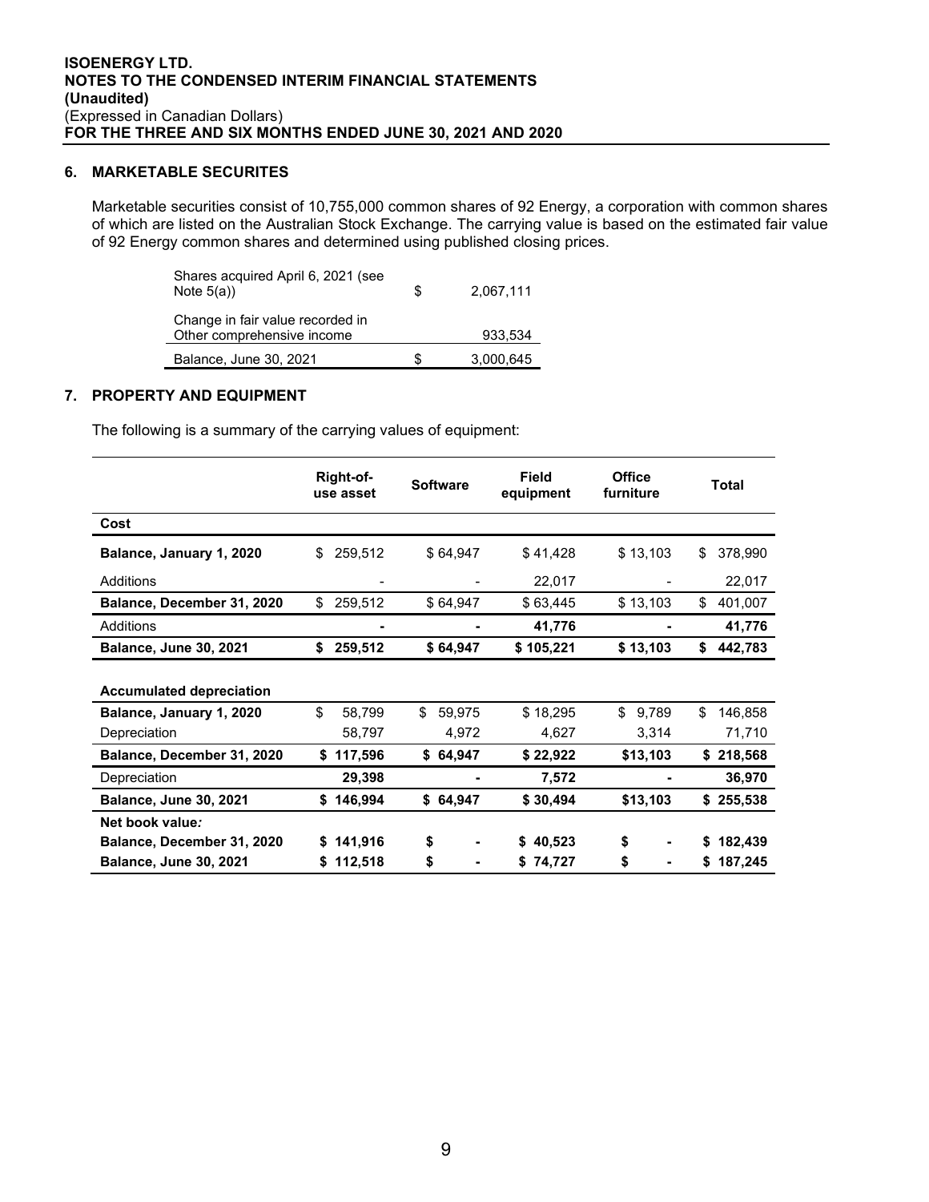## 6. MARKETABLE SECURITES

Marketable securities consist of 10,755,000 common shares of 92 Energy, a corporation with common shares of which are listed on the Australian Stock Exchange. The carrying value is based on the estimated fair value of 92 Energy common shares and determined using published closing prices.

| | | |
|---|---|---|
| Shares acquired April 6, 2021 (see Note 5(a)) | $ | 2,067,111 |
| Change in fair value recorded in Other comprehensive income | | 933,534 |
| Balance, June 30, 2021 | $ | 3,000,645 |

## 7. PROPERTY AND EQUIPMENT

The following is a summary of the carrying values of equipment:

| | Right-of-use asset | Software | Field equipment | Office furniture | Total |
|---|---|---|---|---|---|
| **Cost** | | | | | |
| **Balance, January 1, 2020** | $ 259,512 | $ 64,947 | $ 41,428 | $ 13,103 | $ 378,990 |
| Additions | - | - | 22,017 | - | 22,017 |
| **Balance, December 31, 2020** | $ 259,512 | $ 64,947 | $ 63,445 | $ 13,103 | $ 401,007 |
| Additions | **-** | **-** | **41,776** | **-** | **41,776** |
| **Balance, June 30, 2021** | **$ 259,512** | **$ 64,947** | **$ 105,221** | **$ 13,103** | **$ 442,783** |
| | | | | | |
| **Accumulated depreciation** | | | | | |
| **Balance, January 1, 2020** | $ 58,799 | $ 59,975 | $ 18,295 | $ 9,789 | $ 146,858 |
| Depreciation | 58,797 | 4,972 | 4,627 | 3,314 | 71,710 |
| **Balance, December 31, 2020** | **$ 117,596** | **$ 64,947** | **$ 22,922** | **$13,103** | **$ 218,568** |
| Depreciation | **29,398** | **-** | **7,572** | **-** | **36,970** |
| **Balance, June 30, 2021** | **$ 146,994** | **$ 64,947** | **$ 30,494** | **$13,103** | **$ 255,538** |
| **Net book value*:*** | | | | | |
| **Balance, December 31, 2020** | **$ 141,916** | **$ -** | **$ 40,523** | **$ -** | **$ 182,439** |
| **Balance, June 30, 2021** | **$ 112,518** | **$ -** | **$ 74,727** | **$ -** | **$ 187,245** |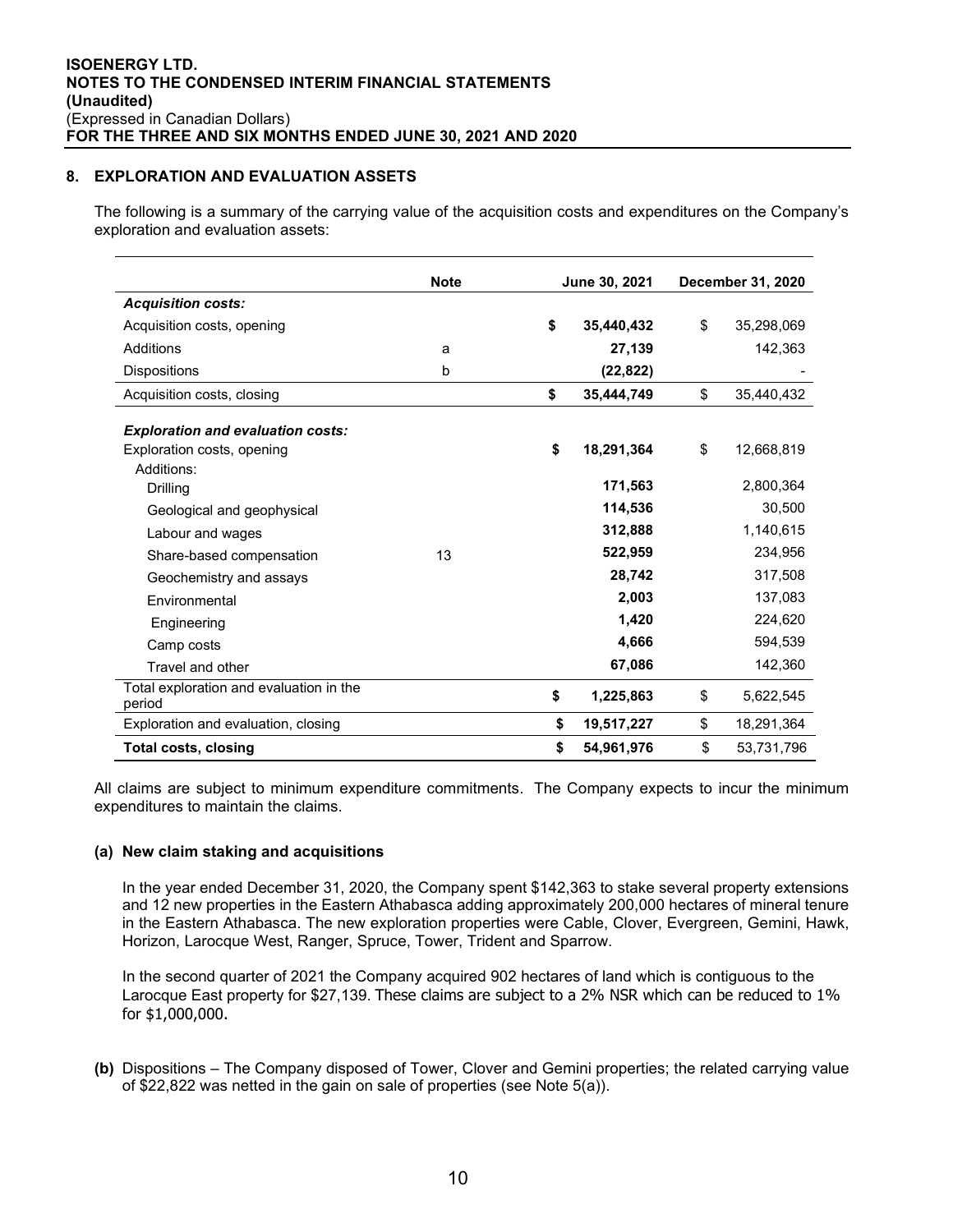## 8. EXPLORATION AND EVALUATION ASSETS

The following is a summary of the carrying value of the acquisition costs and expenditures on the Company's exploration and evaluation assets:

| | Note | June 30, 2021 | December 31, 2020 |
|---|---|---|---|
| ***Acquisition costs:*** | | | |
| Acquisition costs, opening | | **$ 35,440,432** | $ 35,298,069 |
| Additions | a | **27,139** | 142,363 |
| Dispositions | b | **(22,822)** | - |
| Acquisition costs, closing | | **$ 35,444,749** | $ 35,440,432 |
| ***Exploration and evaluation costs:*** | | | |
| Exploration costs, opening | | **$ 18,291,364** | $ 12,668,819 |
| Additions: | | | |
| Drilling | | **171,563** | 2,800,364 |
| Geological and geophysical | | **114,536** | 30,500 |
| Labour and wages | | **312,888** | 1,140,615 |
| Share-based compensation | 13 | **522,959** | 234,956 |
| Geochemistry and assays | | **28,742** | 317,508 |
| Environmental | | **2,003** | 137,083 |
| Engineering | | **1,420** | 224,620 |
| Camp costs | | **4,666** | 594,539 |
| Travel and other | | **67,086** | 142,360 |
| Total exploration and evaluation in the period | | **$ 1,225,863** | $ 5,622,545 |
| Exploration and evaluation, closing | | **$ 19,517,227** | $ 18,291,364 |
| **Total costs, closing** | | **$ 54,961,976** | $ 53,731,796 |

All claims are subject to minimum expenditure commitments. The Company expects to incur the minimum expenditures to maintain the claims.

**(a) New claim staking and acquisitions**

In the year ended December 31, 2020, the Company spent $142,363 to stake several property extensions and 12 new properties in the Eastern Athabasca adding approximately 200,000 hectares of mineral tenure in the Eastern Athabasca. The new exploration properties were Cable, Clover, Evergreen, Gemini, Hawk, Horizon, Larocque West, Ranger, Spruce, Tower, Trident and Sparrow.

In the second quarter of 2021 the Company acquired 902 hectares of land which is contiguous to the Larocque East property for $27,139. These claims are subject to a 2% NSR which can be reduced to 1% for $1,000,000.

**(b)** Dispositions – The Company disposed of Tower, Clover and Gemini properties; the related carrying value of $22,822 was netted in the gain on sale of properties (see Note 5(a)).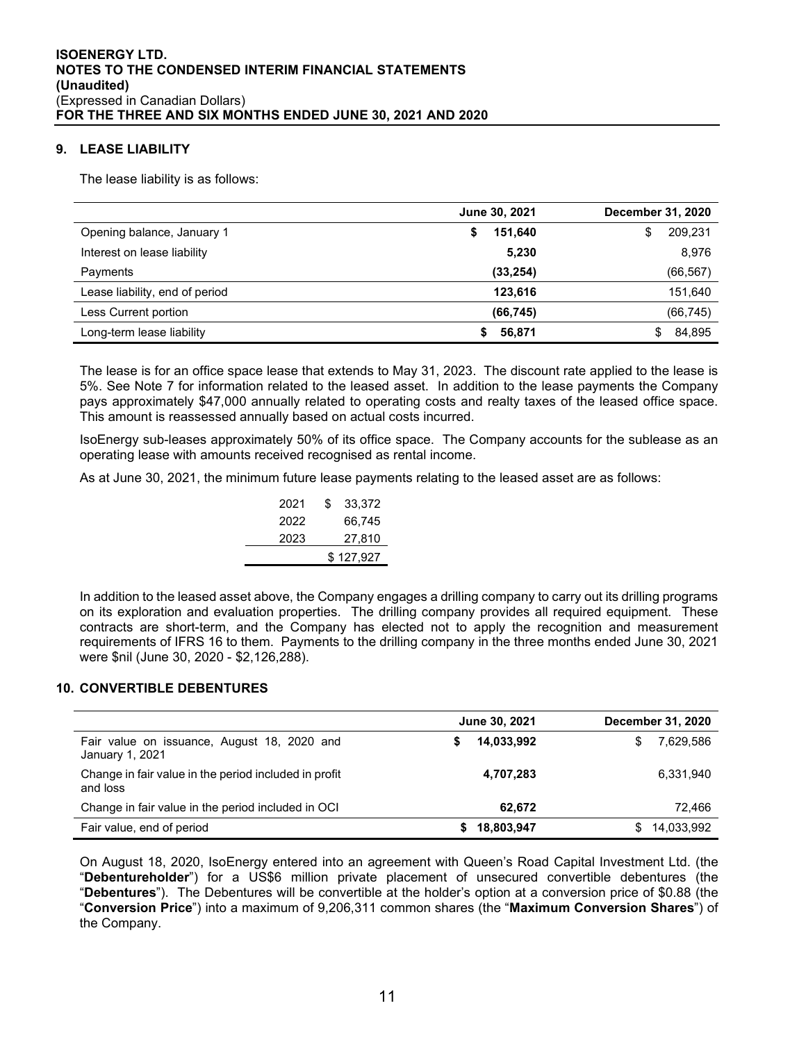## 9. LEASE LIABILITY

The lease liability is as follows:

| | June 30, 2021 | December 31, 2020 |
|---|---|---|
| Opening balance, January 1 | **$ 151,640** | $ 209,231 |
| Interest on lease liability | **5,230** | 8,976 |
| Payments | **(33,254)** | (66,567) |
| Lease liability, end of period | **123,616** | 151,640 |
| Less Current portion | **(66,745)** | (66,745) |
| Long-term lease liability | **$ 56,871** | $ 84,895 |

The lease is for an office space lease that extends to May 31, 2023. The discount rate applied to the lease is 5%. See Note 7 for information related to the leased asset. In addition to the lease payments the Company pays approximately $47,000 annually related to operating costs and realty taxes of the leased office space. This amount is reassessed annually based on actual costs incurred.

IsoEnergy sub-leases approximately 50% of its office space. The Company accounts for the sublease as an operating lease with amounts received recognised as rental income.

As at June 30, 2021, the minimum future lease payments relating to the leased asset are as follows:

| | |
|---|---|
| 2021 | $ 33,372 |
| 2022 | 66,745 |
| 2023 | 27,810 |
| | $ 127,927 |

In addition to the leased asset above, the Company engages a drilling company to carry out its drilling programs on its exploration and evaluation properties. The drilling company provides all required equipment. These contracts are short-term, and the Company has elected not to apply the recognition and measurement requirements of IFRS 16 to them. Payments to the drilling company in the three months ended June 30, 2021 were $nil (June 30, 2020 - $2,126,288).

## 10. CONVERTIBLE DEBENTURES

| | June 30, 2021 | December 31, 2020 |
|---|---|---|
| Fair value on issuance, August 18, 2020 and January 1, 2021 | **$ 14,033,992** | $ 7,629,586 |
| Change in fair value in the period included in profit and loss | **4,707,283** | 6,331,940 |
| Change in fair value in the period included in OCI | **62,672** | 72,466 |
| Fair value, end of period | **$ 18,803,947** | $ 14,033,992 |

On August 18, 2020, IsoEnergy entered into an agreement with Queen's Road Capital Investment Ltd. (the "**Debentureholder**") for a US$6 million private placement of unsecured convertible debentures (the "**Debentures**"). The Debentures will be convertible at the holder's option at a conversion price of $0.88 (the "**Conversion Price**") into a maximum of 9,206,311 common shares (the "**Maximum Conversion Shares**") of the Company.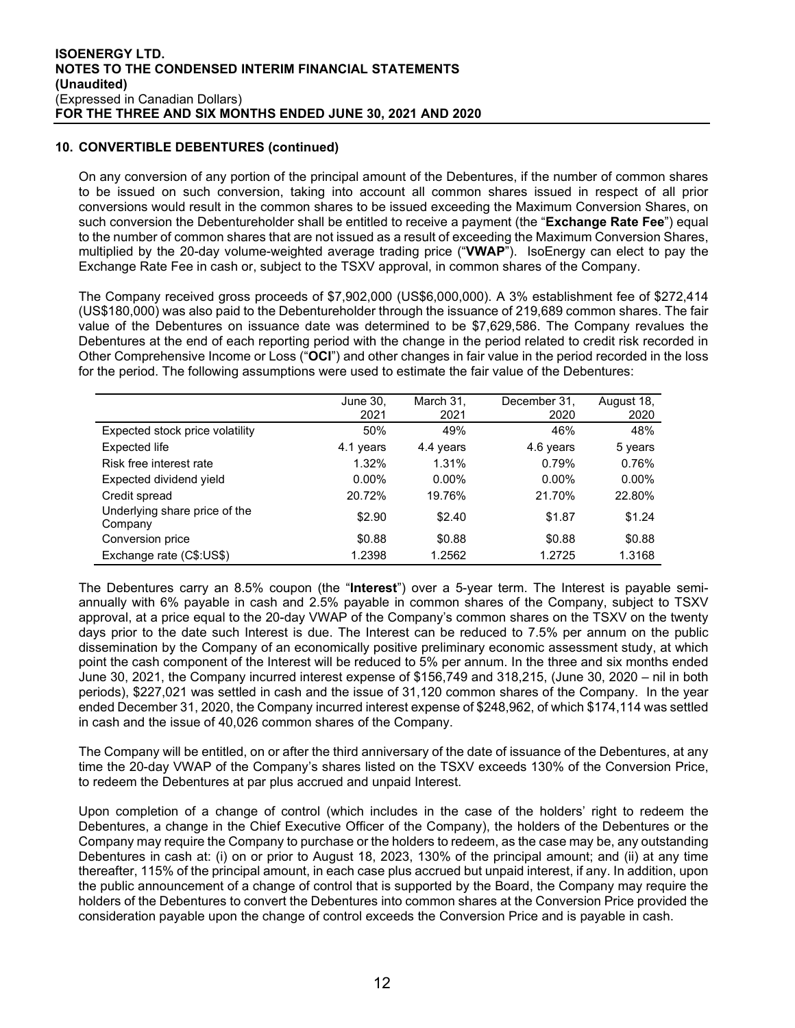## 10. CONVERTIBLE DEBENTURES (continued)

On any conversion of any portion of the principal amount of the Debentures, if the number of common shares to be issued on such conversion, taking into account all common shares issued in respect of all prior conversions would result in the common shares to be issued exceeding the Maximum Conversion Shares, on such conversion the Debentureholder shall be entitled to receive a payment (the "**Exchange Rate Fee**") equal to the number of common shares that are not issued as a result of exceeding the Maximum Conversion Shares, multiplied by the 20-day volume-weighted average trading price ("**VWAP**"). IsoEnergy can elect to pay the Exchange Rate Fee in cash or, subject to the TSXV approval, in common shares of the Company.

The Company received gross proceeds of $7,902,000 (US$6,000,000). A 3% establishment fee of $272,414 (US$180,000) was also paid to the Debentureholder through the issuance of 219,689 common shares. The fair value of the Debentures on issuance date was determined to be $7,629,586. The Company revalues the Debentures at the end of each reporting period with the change in the period related to credit risk recorded in Other Comprehensive Income or Loss ("**OCI**") and other changes in fair value in the period recorded in the loss for the period. The following assumptions were used to estimate the fair value of the Debentures:

| | June 30, 2021 | March 31, 2021 | December 31, 2020 | August 18, 2020 |
|---|---|---|---|---|
| Expected stock price volatility | 50% | 49% | 46% | 48% |
| Expected life | 4.1 years | 4.4 years | 4.6 years | 5 years |
| Risk free interest rate | 1.32% | 1.31% | 0.79% | 0.76% |
| Expected dividend yield | 0.00% | 0.00% | 0.00% | 0.00% |
| Credit spread | 20.72% | 19.76% | 21.70% | 22.80% |
| Underlying share price of the Company | $2.90 | $2.40 | $1.87 | $1.24 |
| Conversion price | $0.88 | $0.88 | $0.88 | $0.88 |
| Exchange rate (C$:US$) | 1.2398 | 1.2562 | 1.2725 | 1.3168 |

The Debentures carry an 8.5% coupon (the "**Interest**") over a 5-year term. The Interest is payable semi-annually with 6% payable in cash and 2.5% payable in common shares of the Company, subject to TSXV approval, at a price equal to the 20-day VWAP of the Company's common shares on the TSXV on the twenty days prior to the date such Interest is due. The Interest can be reduced to 7.5% per annum on the public dissemination by the Company of an economically positive preliminary economic assessment study, at which point the cash component of the Interest will be reduced to 5% per annum. In the three and six months ended June 30, 2021, the Company incurred interest expense of $156,749 and 318,215, (June 30, 2020 – nil in both periods), $227,021 was settled in cash and the issue of 31,120 common shares of the Company. In the year ended December 31, 2020, the Company incurred interest expense of $248,962, of which $174,114 was settled in cash and the issue of 40,026 common shares of the Company.

The Company will be entitled, on or after the third anniversary of the date of issuance of the Debentures, at any time the 20-day VWAP of the Company's shares listed on the TSXV exceeds 130% of the Conversion Price, to redeem the Debentures at par plus accrued and unpaid Interest.

Upon completion of a change of control (which includes in the case of the holders' right to redeem the Debentures, a change in the Chief Executive Officer of the Company), the holders of the Debentures or the Company may require the Company to purchase or the holders to redeem, as the case may be, any outstanding Debentures in cash at: (i) on or prior to August 18, 2023, 130% of the principal amount; and (ii) at any time thereafter, 115% of the principal amount, in each case plus accrued but unpaid interest, if any. In addition, upon the public announcement of a change of control that is supported by the Board, the Company may require the holders of the Debentures to convert the Debentures into common shares at the Conversion Price provided the consideration payable upon the change of control exceeds the Conversion Price and is payable in cash.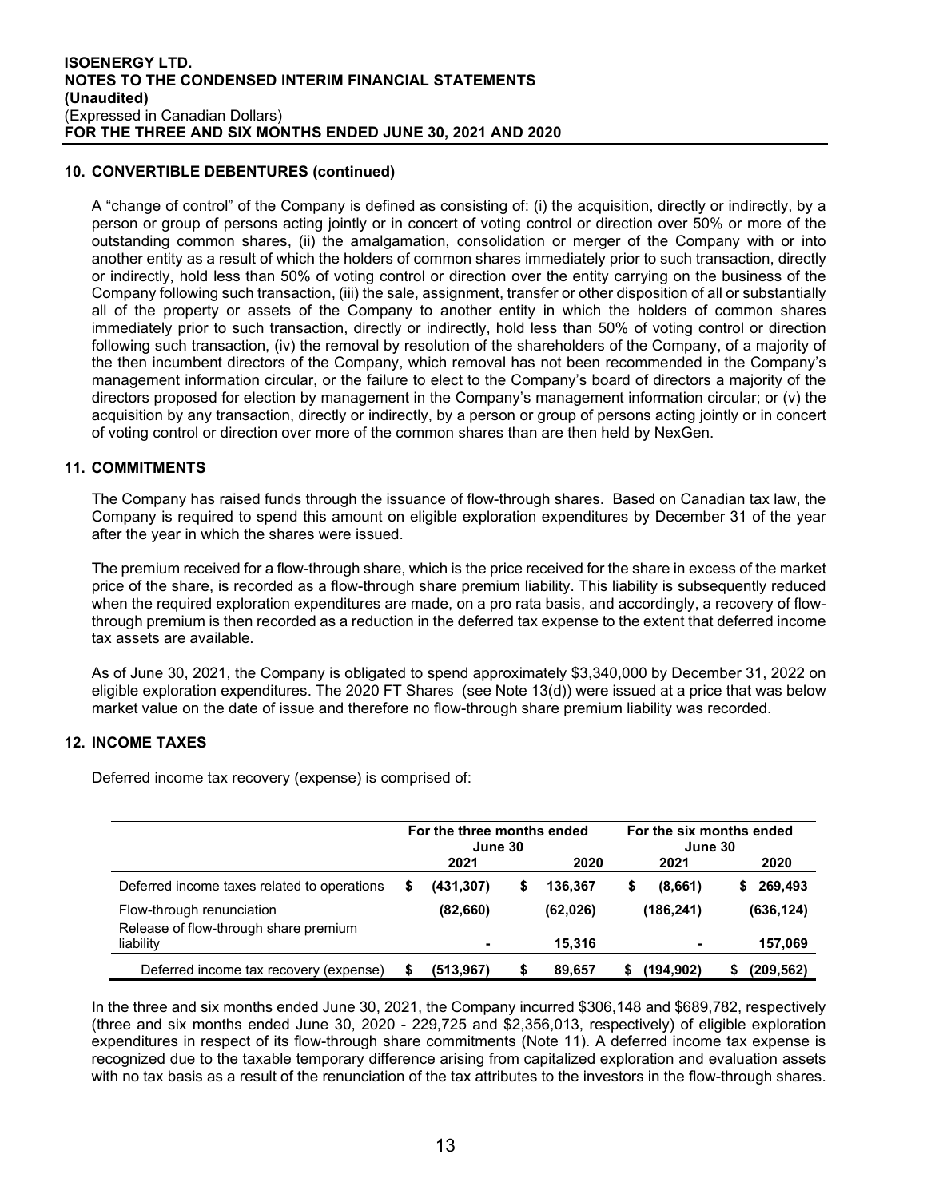## 10. CONVERTIBLE DEBENTURES (continued)

A "change of control" of the Company is defined as consisting of: (i) the acquisition, directly or indirectly, by a person or group of persons acting jointly or in concert of voting control or direction over 50% or more of the outstanding common shares, (ii) the amalgamation, consolidation or merger of the Company with or into another entity as a result of which the holders of common shares immediately prior to such transaction, directly or indirectly, hold less than 50% of voting control or direction over the entity carrying on the business of the Company following such transaction, (iii) the sale, assignment, transfer or other disposition of all or substantially all of the property or assets of the Company to another entity in which the holders of common shares immediately prior to such transaction, directly or indirectly, hold less than 50% of voting control or direction following such transaction, (iv) the removal by resolution of the shareholders of the Company, of a majority of the then incumbent directors of the Company, which removal has not been recommended in the Company's management information circular, or the failure to elect to the Company's board of directors a majority of the directors proposed for election by management in the Company's management information circular; or (v) the acquisition by any transaction, directly or indirectly, by a person or group of persons acting jointly or in concert of voting control or direction over more of the common shares than are then held by NexGen.

## 11. COMMITMENTS

The Company has raised funds through the issuance of flow-through shares. Based on Canadian tax law, the Company is required to spend this amount on eligible exploration expenditures by December 31 of the year after the year in which the shares were issued.

The premium received for a flow-through share, which is the price received for the share in excess of the market price of the share, is recorded as a flow-through share premium liability. This liability is subsequently reduced when the required exploration expenditures are made, on a pro rata basis, and accordingly, a recovery of flow-through premium is then recorded as a reduction in the deferred tax expense to the extent that deferred income tax assets are available.

As of June 30, 2021, the Company is obligated to spend approximately $3,340,000 by December 31, 2022 on eligible exploration expenditures. The 2020 FT Shares (see Note 13(d)) were issued at a price that was below market value on the date of issue and therefore no flow-through share premium liability was recorded.

## 12. INCOME TAXES

Deferred income tax recovery (expense) is comprised of:

| | For the three months ended June 30 | | For the six months ended June 30 | |
|---|---|---|---|---|
| | 2021 | 2020 | 2021 | 2020 |
| Deferred income taxes related to operations | $ (431,307) | $ 136,367 | $ (8,661) | $ 269,493 |
| Flow-through renunciation | (82,660) | (62,026) | (186,241) | (636,124) |
| Release of flow-through share premium liability | - | 15,316 | - | 157,069 |
| Deferred income tax recovery (expense) | $ (513,967) | $ 89,657 | $ (194,902) | $ (209,562) |

In the three and six months ended June 30, 2021, the Company incurred $306,148 and $689,782, respectively (three and six months ended June 30, 2020 - 229,725 and $2,356,013, respectively) of eligible exploration expenditures in respect of its flow-through share commitments (Note 11). A deferred income tax expense is recognized due to the taxable temporary difference arising from capitalized exploration and evaluation assets with no tax basis as a result of the renunciation of the tax attributes to the investors in the flow-through shares.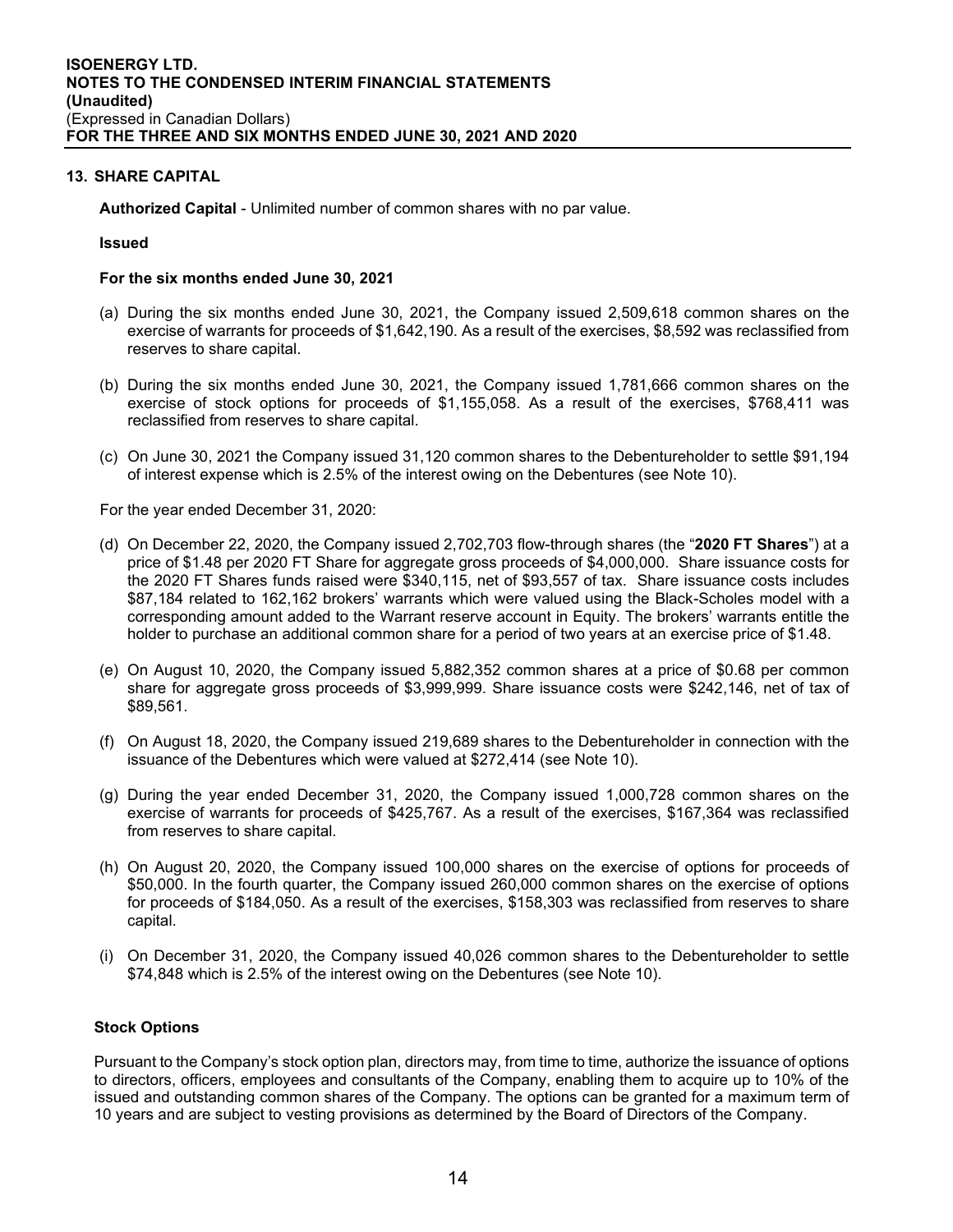## 13. SHARE CAPITAL

**Authorized Capital** - Unlimited number of common shares with no par value.

**Issued**

**For the six months ended June 30, 2021**

(a) During the six months ended June 30, 2021, the Company issued 2,509,618 common shares on the exercise of warrants for proceeds of $1,642,190. As a result of the exercises, $8,592 was reclassified from reserves to share capital.

(b) During the six months ended June 30, 2021, the Company issued 1,781,666 common shares on the exercise of stock options for proceeds of $1,155,058. As a result of the exercises, $768,411 was reclassified from reserves to share capital.

(c) On June 30, 2021 the Company issued 31,120 common shares to the Debentureholder to settle $91,194 of interest expense which is 2.5% of the interest owing on the Debentures (see Note 10).

For the year ended December 31, 2020:

(d) On December 22, 2020, the Company issued 2,702,703 flow-through shares (the "**2020 FT Shares**") at a price of $1.48 per 2020 FT Share for aggregate gross proceeds of $4,000,000. Share issuance costs for the 2020 FT Shares funds raised were $340,115, net of $93,557 of tax. Share issuance costs includes $87,184 related to 162,162 brokers' warrants which were valued using the Black-Scholes model with a corresponding amount added to the Warrant reserve account in Equity. The brokers' warrants entitle the holder to purchase an additional common share for a period of two years at an exercise price of $1.48.

(e) On August 10, 2020, the Company issued 5,882,352 common shares at a price of $0.68 per common share for aggregate gross proceeds of $3,999,999. Share issuance costs were $242,146, net of tax of $89,561.

(f) On August 18, 2020, the Company issued 219,689 shares to the Debentureholder in connection with the issuance of the Debentures which were valued at $272,414 (see Note 10).

(g) During the year ended December 31, 2020, the Company issued 1,000,728 common shares on the exercise of warrants for proceeds of $425,767. As a result of the exercises, $167,364 was reclassified from reserves to share capital.

(h) On August 20, 2020, the Company issued 100,000 shares on the exercise of options for proceeds of $50,000. In the fourth quarter, the Company issued 260,000 common shares on the exercise of options for proceeds of $184,050. As a result of the exercises, $158,303 was reclassified from reserves to share capital.

(i) On December 31, 2020, the Company issued 40,026 common shares to the Debentureholder to settle $74,848 which is 2.5% of the interest owing on the Debentures (see Note 10).

**Stock Options**

Pursuant to the Company's stock option plan, directors may, from time to time, authorize the issuance of options to directors, officers, employees and consultants of the Company, enabling them to acquire up to 10% of the issued and outstanding common shares of the Company. The options can be granted for a maximum term of 10 years and are subject to vesting provisions as determined by the Board of Directors of the Company.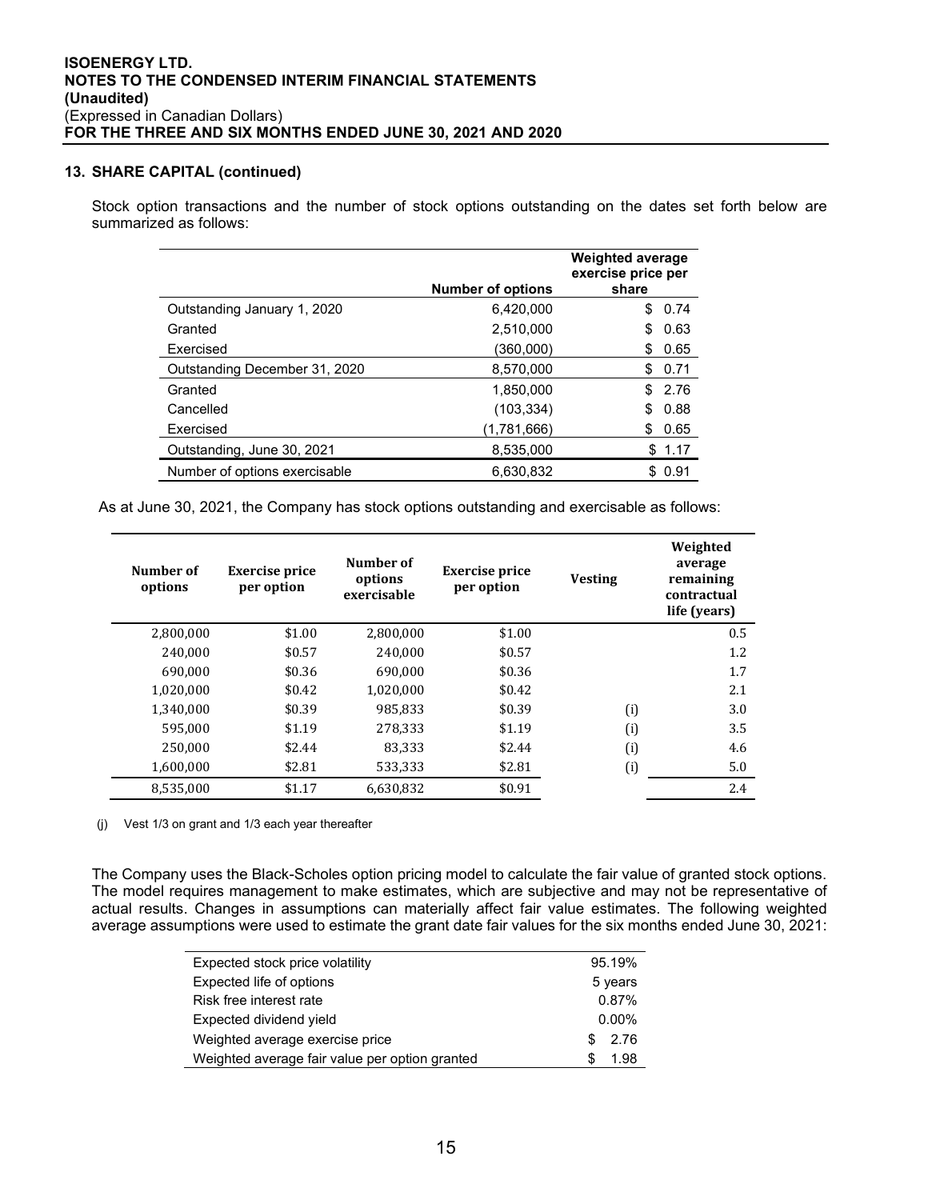## 13. SHARE CAPITAL (continued)

Stock option transactions and the number of stock options outstanding on the dates set forth below are summarized as follows:

| | Number of options | Weighted average exercise price per share |
|---|---|---|
| Outstanding January 1, 2020 | 6,420,000 | $ 0.74 |
| Granted | 2,510,000 | $ 0.63 |
| Exercised | (360,000) | $ 0.65 |
| Outstanding December 31, 2020 | 8,570,000 | $ 0.71 |
| Granted | 1,850,000 | $ 2.76 |
| Cancelled | (103,334) | $ 0.88 |
| Exercised | (1,781,666) | $ 0.65 |
| Outstanding, June 30, 2021 | 8,535,000 | $ 1.17 |
| Number of options exercisable | 6,630,832 | $ 0.91 |

As at June 30, 2021, the Company has stock options outstanding and exercisable as follows:

| Number of options | Exercise price per option | Number of options exercisable | Exercise price per option | Vesting | Weighted average remaining contractual life (years) |
|---|---|---|---|---|---|
| 2,800,000 | $1.00 | 2,800,000 | $1.00 | | 0.5 |
| 240,000 | $0.57 | 240,000 | $0.57 | | 1.2 |
| 690,000 | $0.36 | 690,000 | $0.36 | | 1.7 |
| 1,020,000 | $0.42 | 1,020,000 | $0.42 | | 2.1 |
| 1,340,000 | $0.39 | 985,833 | $0.39 | (i) | 3.0 |
| 595,000 | $1.19 | 278,333 | $1.19 | (i) | 3.5 |
| 250,000 | $2.44 | 83,333 | $2.44 | (i) | 4.6 |
| 1,600,000 | $2.81 | 533,333 | $2.81 | (i) | 5.0 |
| 8,535,000 | $1.17 | 6,630,832 | $0.91 | | 2.4 |

(j) Vest 1/3 on grant and 1/3 each year thereafter

The Company uses the Black-Scholes option pricing model to calculate the fair value of granted stock options. The model requires management to make estimates, which are subjective and may not be representative of actual results. Changes in assumptions can materially affect fair value estimates. The following weighted average assumptions were used to estimate the grant date fair values for the six months ended June 30, 2021:

| | |
|---|---|
| Expected stock price volatility | 95.19% |
| Expected life of options | 5 years |
| Risk free interest rate | 0.87% |
| Expected dividend yield | 0.00% |
| Weighted average exercise price | $ 2.76 |
| Weighted average fair value per option granted | $ 1.98 |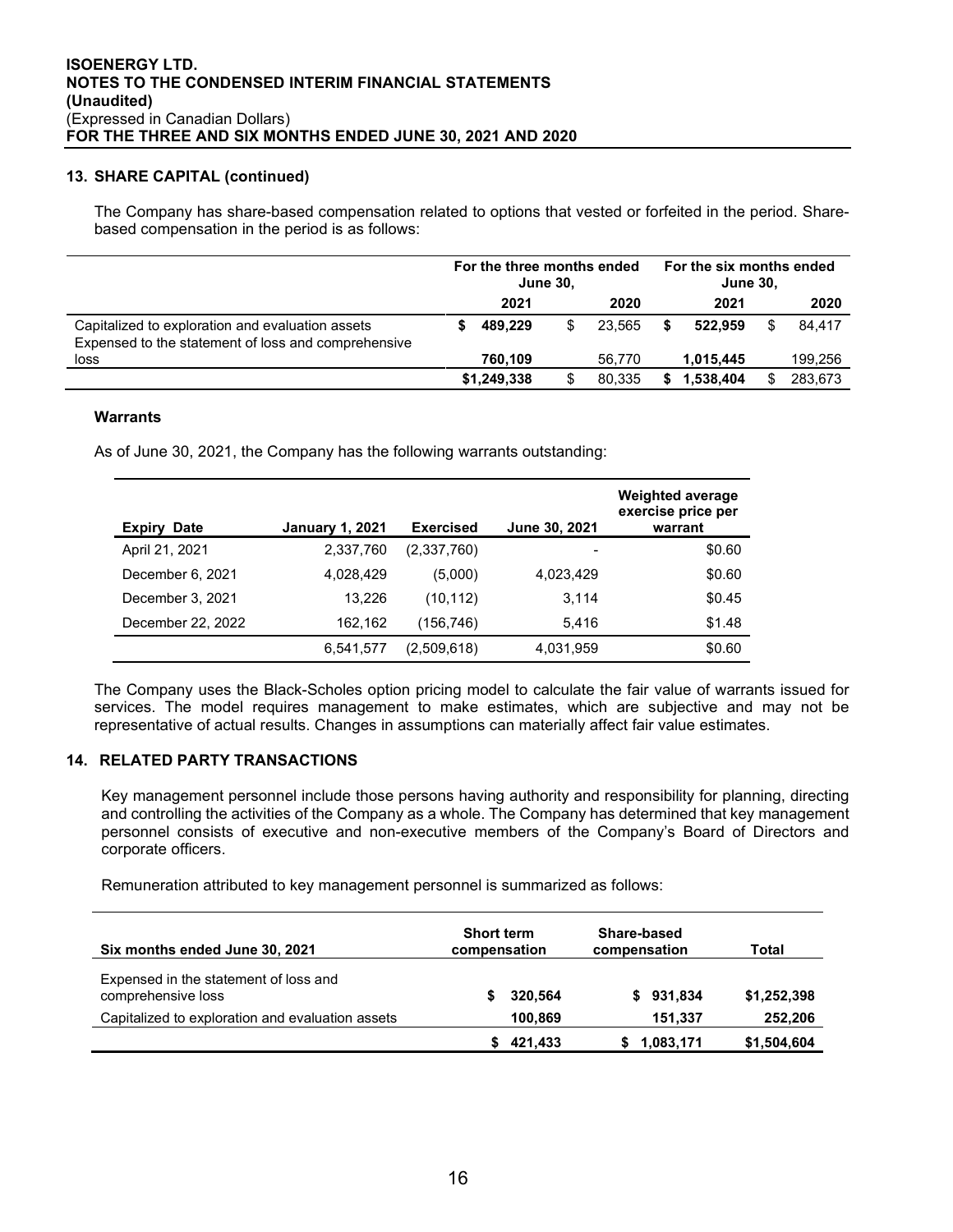## 13. SHARE CAPITAL (continued)

The Company has share-based compensation related to options that vested or forfeited in the period. Share-based compensation in the period is as follows:

| | For the three months ended June 30, | | For the six months ended June 30, | |
|---|---|---|---|---|
| | 2021 | 2020 | 2021 | 2020 |
| Capitalized to exploration and evaluation assets | **$ 489,229** | $ 23,565 | **$ 522,959** | $ 84,417 |
| Expensed to the statement of loss and comprehensive loss | **760,109** | 56,770 | **1,015,445** | 199,256 |
| | **$1,249,338** | $ 80,335 | **$ 1,538,404** | $ 283,673 |

### Warrants

As of June 30, 2021, the Company has the following warrants outstanding:

| Expiry Date | January 1, 2021 | Exercised | June 30, 2021 | Weighted average exercise price per warrant |
|---|---|---|---|---|
| April 21, 2021 | 2,337,760 | (2,337,760) | - | $0.60 |
| December 6, 2021 | 4,028,429 | (5,000) | 4,023,429 | $0.60 |
| December 3, 2021 | 13,226 | (10,112) | 3,114 | $0.45 |
| December 22, 2022 | 162,162 | (156,746) | 5,416 | $1.48 |
| | 6,541,577 | (2,509,618) | 4,031,959 | $0.60 |

The Company uses the Black-Scholes option pricing model to calculate the fair value of warrants issued for services. The model requires management to make estimates, which are subjective and may not be representative of actual results. Changes in assumptions can materially affect fair value estimates.

## 14. RELATED PARTY TRANSACTIONS

Key management personnel include those persons having authority and responsibility for planning, directing and controlling the activities of the Company as a whole. The Company has determined that key management personnel consists of executive and non-executive members of the Company's Board of Directors and corporate officers.

Remuneration attributed to key management personnel is summarized as follows:

| Six months ended June 30, 2021 | Short term compensation | Share-based compensation | Total |
|---|---|---|---|
| Expensed in the statement of loss and comprehensive loss | **$ 320,564** | **$ 931,834** | **$1,252,398** |
| Capitalized to exploration and evaluation assets | **100,869** | **151,337** | **252,206** |
| | **$ 421,433** | **$ 1,083,171** | **$1,504,604** |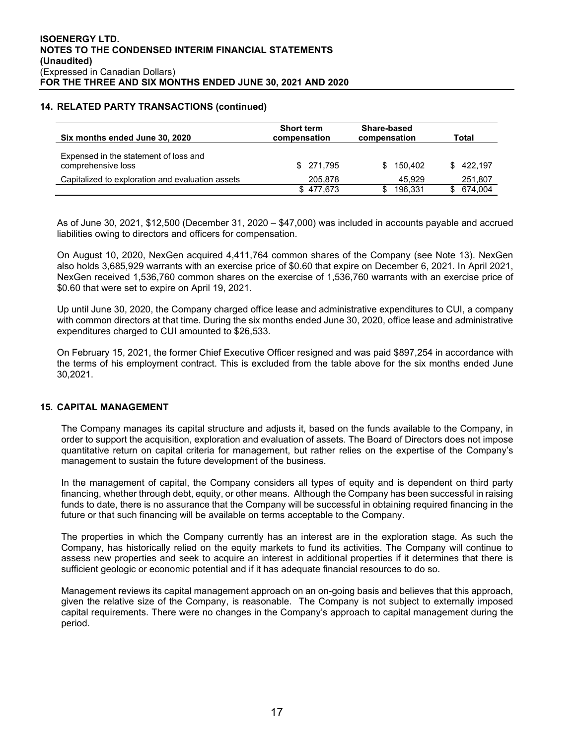## 14. RELATED PARTY TRANSACTIONS (continued)

| Six months ended June 30, 2020 | Short term compensation | Share-based compensation | Total |
|---|---|---|---|
| Expensed in the statement of loss and comprehensive loss | $ 271,795 | $ 150,402 | $ 422,197 |
| Capitalized to exploration and evaluation assets | 205,878 | 45,929 | 251,807 |
| | $ 477,673 | $ 196,331 | $ 674,004 |

As of June 30, 2021, $12,500 (December 31, 2020 – $47,000) was included in accounts payable and accrued liabilities owing to directors and officers for compensation.

On August 10, 2020, NexGen acquired 4,411,764 common shares of the Company (see Note 13). NexGen also holds 3,685,929 warrants with an exercise price of $0.60 that expire on December 6, 2021. In April 2021, NexGen received 1,536,760 common shares on the exercise of 1,536,760 warrants with an exercise price of $0.60 that were set to expire on April 19, 2021.

Up until June 30, 2020, the Company charged office lease and administrative expenditures to CUI, a company with common directors at that time. During the six months ended June 30, 2020, office lease and administrative expenditures charged to CUI amounted to $26,533.

On February 15, 2021, the former Chief Executive Officer resigned and was paid $897,254 in accordance with the terms of his employment contract. This is excluded from the table above for the six months ended June 30,2021.

## 15. CAPITAL MANAGEMENT

The Company manages its capital structure and adjusts it, based on the funds available to the Company, in order to support the acquisition, exploration and evaluation of assets. The Board of Directors does not impose quantitative return on capital criteria for management, but rather relies on the expertise of the Company's management to sustain the future development of the business.

In the management of capital, the Company considers all types of equity and is dependent on third party financing, whether through debt, equity, or other means. Although the Company has been successful in raising funds to date, there is no assurance that the Company will be successful in obtaining required financing in the future or that such financing will be available on terms acceptable to the Company.

The properties in which the Company currently has an interest are in the exploration stage. As such the Company, has historically relied on the equity markets to fund its activities. The Company will continue to assess new properties and seek to acquire an interest in additional properties if it determines that there is sufficient geologic or economic potential and if it has adequate financial resources to do so.

Management reviews its capital management approach on an on-going basis and believes that this approach, given the relative size of the Company, is reasonable. The Company is not subject to externally imposed capital requirements. There were no changes in the Company's approach to capital management during the period.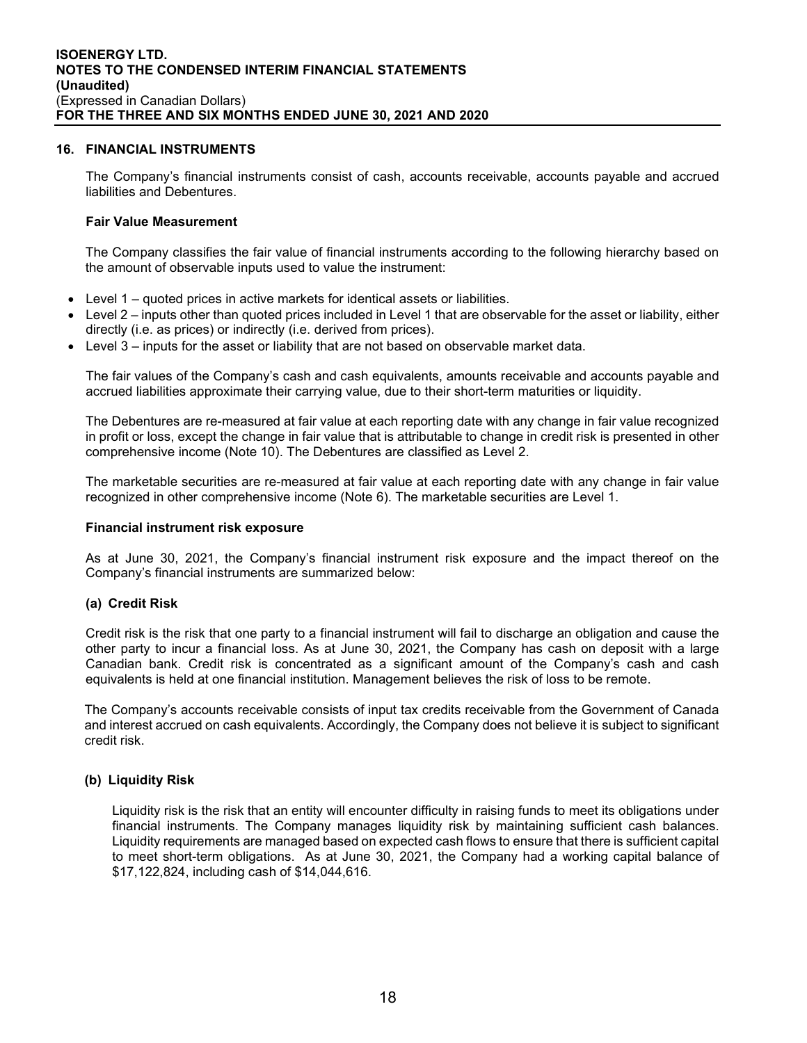## 16. FINANCIAL INSTRUMENTS

The Company's financial instruments consist of cash, accounts receivable, accounts payable and accrued liabilities and Debentures.

### Fair Value Measurement

The Company classifies the fair value of financial instruments according to the following hierarchy based on the amount of observable inputs used to value the instrument:

- Level 1 – quoted prices in active markets for identical assets or liabilities.
- Level 2 – inputs other than quoted prices included in Level 1 that are observable for the asset or liability, either directly (i.e. as prices) or indirectly (i.e. derived from prices).
- Level 3 – inputs for the asset or liability that are not based on observable market data.

The fair values of the Company's cash and cash equivalents, amounts receivable and accounts payable and accrued liabilities approximate their carrying value, due to their short-term maturities or liquidity.

The Debentures are re-measured at fair value at each reporting date with any change in fair value recognized in profit or loss, except the change in fair value that is attributable to change in credit risk is presented in other comprehensive income (Note 10). The Debentures are classified as Level 2.

The marketable securities are re-measured at fair value at each reporting date with any change in fair value recognized in other comprehensive income (Note 6). The marketable securities are Level 1.

### Financial instrument risk exposure

As at June 30, 2021, the Company's financial instrument risk exposure and the impact thereof on the Company's financial instruments are summarized below:

#### (a) Credit Risk

Credit risk is the risk that one party to a financial instrument will fail to discharge an obligation and cause the other party to incur a financial loss. As at June 30, 2021, the Company has cash on deposit with a large Canadian bank. Credit risk is concentrated as a significant amount of the Company's cash and cash equivalents is held at one financial institution. Management believes the risk of loss to be remote.

The Company's accounts receivable consists of input tax credits receivable from the Government of Canada and interest accrued on cash equivalents. Accordingly, the Company does not believe it is subject to significant credit risk.

#### (b) Liquidity Risk

Liquidity risk is the risk that an entity will encounter difficulty in raising funds to meet its obligations under financial instruments. The Company manages liquidity risk by maintaining sufficient cash balances. Liquidity requirements are managed based on expected cash flows to ensure that there is sufficient capital to meet short-term obligations. As at June 30, 2021, the Company had a working capital balance of $17,122,824, including cash of $14,044,616.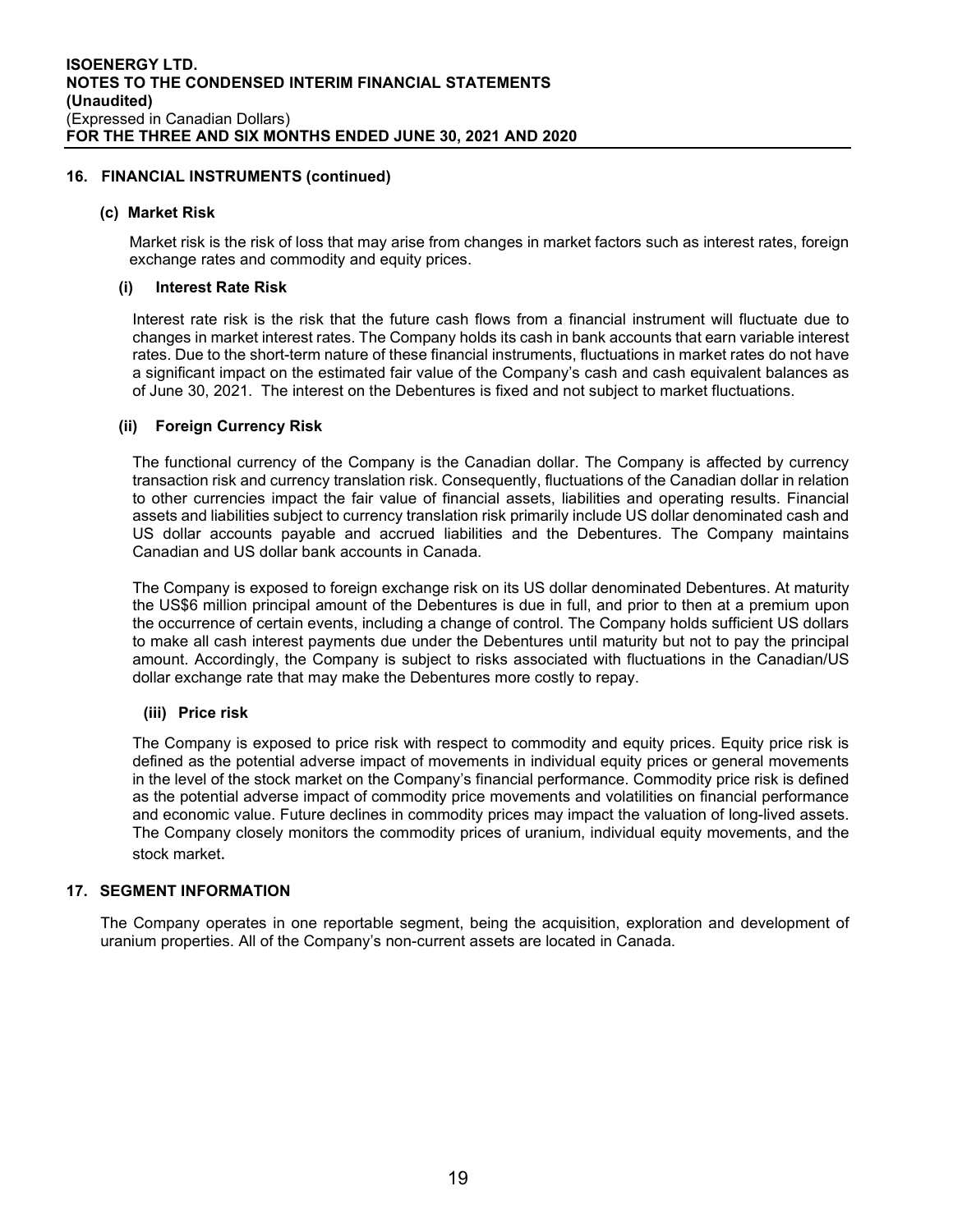## 16. FINANCIAL INSTRUMENTS (continued)

### (c) Market Risk

Market risk is the risk of loss that may arise from changes in market factors such as interest rates, foreign exchange rates and commodity and equity prices.

#### (i) Interest Rate Risk

Interest rate risk is the risk that the future cash flows from a financial instrument will fluctuate due to changes in market interest rates. The Company holds its cash in bank accounts that earn variable interest rates. Due to the short-term nature of these financial instruments, fluctuations in market rates do not have a significant impact on the estimated fair value of the Company's cash and cash equivalent balances as of June 30, 2021. The interest on the Debentures is fixed and not subject to market fluctuations.

#### (ii) Foreign Currency Risk

The functional currency of the Company is the Canadian dollar. The Company is affected by currency transaction risk and currency translation risk. Consequently, fluctuations of the Canadian dollar in relation to other currencies impact the fair value of financial assets, liabilities and operating results. Financial assets and liabilities subject to currency translation risk primarily include US dollar denominated cash and US dollar accounts payable and accrued liabilities and the Debentures. The Company maintains Canadian and US dollar bank accounts in Canada.

The Company is exposed to foreign exchange risk on its US dollar denominated Debentures. At maturity the US$6 million principal amount of the Debentures is due in full, and prior to then at a premium upon the occurrence of certain events, including a change of control. The Company holds sufficient US dollars to make all cash interest payments due under the Debentures until maturity but not to pay the principal amount. Accordingly, the Company is subject to risks associated with fluctuations in the Canadian/US dollar exchange rate that may make the Debentures more costly to repay.

#### (iii) Price risk

The Company is exposed to price risk with respect to commodity and equity prices. Equity price risk is defined as the potential adverse impact of movements in individual equity prices or general movements in the level of the stock market on the Company's financial performance. Commodity price risk is defined as the potential adverse impact of commodity price movements and volatilities on financial performance and economic value. Future declines in commodity prices may impact the valuation of long-lived assets. The Company closely monitors the commodity prices of uranium, individual equity movements, and the stock market.

## 17. SEGMENT INFORMATION

The Company operates in one reportable segment, being the acquisition, exploration and development of uranium properties. All of the Company's non-current assets are located in Canada.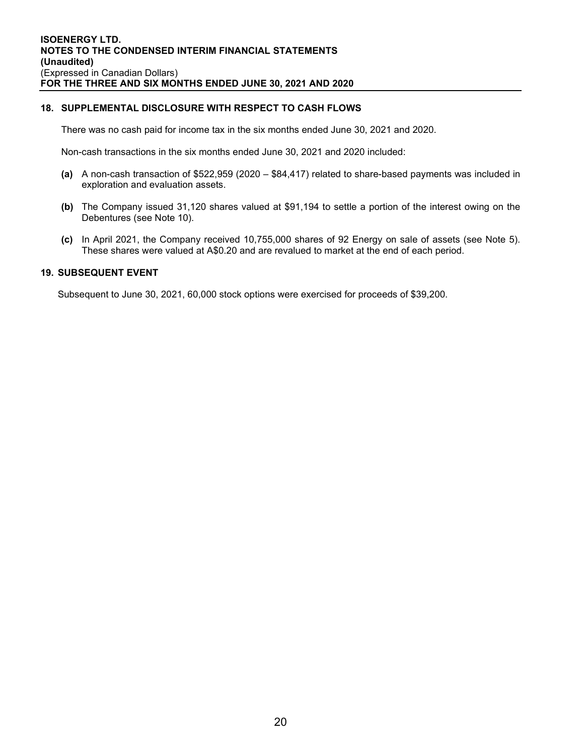## 18. SUPPLEMENTAL DISCLOSURE WITH RESPECT TO CASH FLOWS

There was no cash paid for income tax in the six months ended June 30, 2021 and 2020.

Non-cash transactions in the six months ended June 30, 2021 and 2020 included:

**(a)** A non-cash transaction of $522,959 (2020 – $84,417) related to share-based payments was included in exploration and evaluation assets.

**(b)** The Company issued 31,120 shares valued at $91,194 to settle a portion of the interest owing on the Debentures (see Note 10).

**(c)** In April 2021, the Company received 10,755,000 shares of 92 Energy on sale of assets (see Note 5). These shares were valued at A$0.20 and are revalued to market at the end of each period.

## 19. SUBSEQUENT EVENT

Subsequent to June 30, 2021, 60,000 stock options were exercised for proceeds of $39,200.